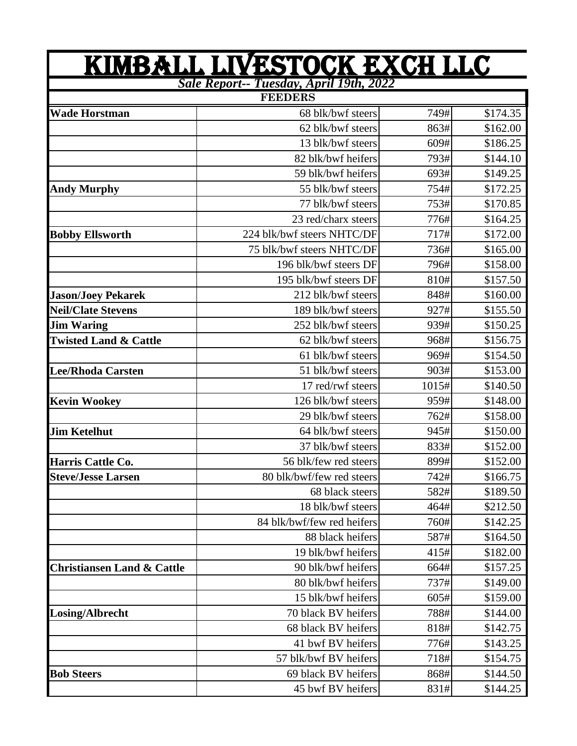# KIMBALL LIVESTOCK EXCH LLC

***Sale Report-- Tuesday, April 19th, 2022***

| FEEDERS | | | |
|---|---|---|---|
| **Wade Horstman** | 68 blk/bwf steers | 749# | $174.35 |
| | 62 blk/bwf steers | 863# | $162.00 |
| | 13 blk/bwf steers | 609# | $186.25 |
| | 82 blk/bwf heifers | 793# | $144.10 |
| | 59 blk/bwf heifers | 693# | $149.25 |
| **Andy Murphy** | 55 blk/bwf steers | 754# | $172.25 |
| | 77 blk/bwf steers | 753# | $170.85 |
| | 23 red/charx steers | 776# | $164.25 |
| **Bobby Ellsworth** | 224 blk/bwf steers NHTC/DF | 717# | $172.00 |
| | 75 blk/bwf steers NHTC/DF | 736# | $165.00 |
| | 196 blk/bwf steers DF | 796# | $158.00 |
| | 195 blk/bwf steers DF | 810# | $157.50 |
| **Jason/Joey Pekarek** | 212 blk/bwf steers | 848# | $160.00 |
| **Neil/Clate Stevens** | 189 blk/bwf steers | 927# | $155.50 |
| **Jim Waring** | 252 blk/bwf steers | 939# | $150.25 |
| **Twisted Land & Cattle** | 62 blk/bwf steers | 968# | $156.75 |
| | 61 blk/bwf steers | 969# | $154.50 |
| **Lee/Rhoda Carsten** | 51 blk/bwf steers | 903# | $153.00 |
| | 17 red/rwf steers | 1015# | $140.50 |
| **Kevin Wookey** | 126 blk/bwf steers | 959# | $148.00 |
| | 29 blk/bwf steers | 762# | $158.00 |
| **Jim Ketelhut** | 64 blk/bwf steers | 945# | $150.00 |
| | 37 blk/bwf steers | 833# | $152.00 |
| **Harris Cattle Co.** | 56 blk/few red steers | 899# | $152.00 |
| **Steve/Jesse Larsen** | 80 blk/bwf/few red steers | 742# | $166.75 |
| | 68 black steers | 582# | $189.50 |
| | 18 blk/bwf steers | 464# | $212.50 |
| | 84 blk/bwf/few red heifers | 760# | $142.25 |
| | 88 black heifers | 587# | $164.50 |
| | 19 blk/bwf heifers | 415# | $182.00 |
| **Christiansen Land & Cattle** | 90 blk/bwf heifers | 664# | $157.25 |
| | 80 blk/bwf heifers | 737# | $149.00 |
| | 15 blk/bwf heifers | 605# | $159.00 |
| **Losing/Albrecht** | 70 black BV heifers | 788# | $144.00 |
| | 68 black BV heifers | 818# | $142.75 |
| | 41 bwf BV heifers | 776# | $143.25 |
| | 57 blk/bwf BV heifers | 718# | $154.75 |
| **Bob Steers** | 69 black BV heifers | 868# | $144.50 |
| | 45 bwf BV heifers | 831# | $144.25 |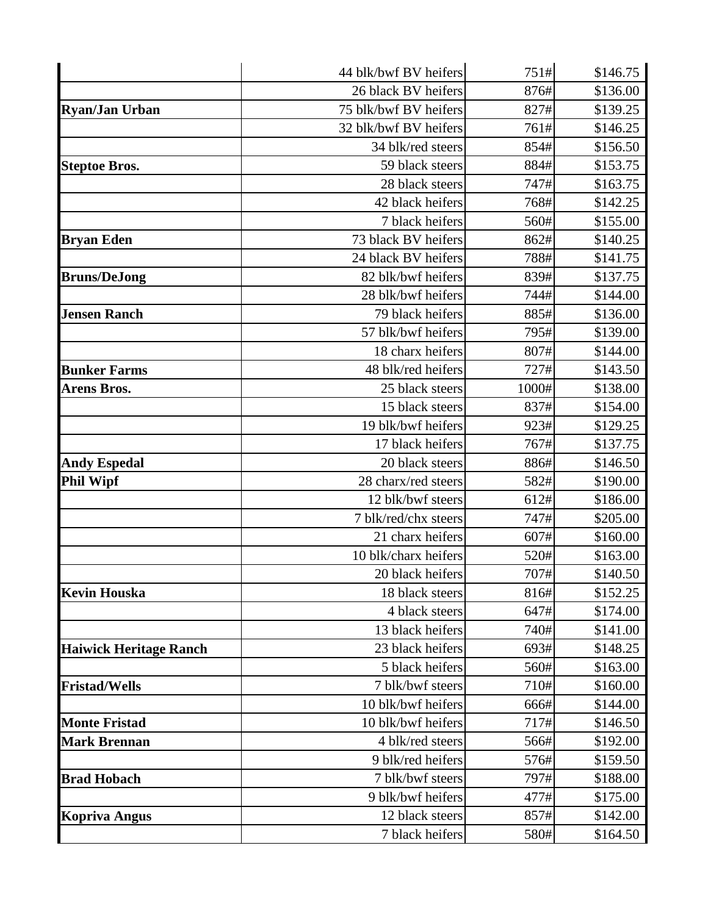| | | | |
|---|---|---|---|
| | 44 blk/bwf BV heifers | 751# | $146.75 |
| | 26 black BV heifers | 876# | $136.00 |
| **Ryan/Jan Urban** | 75 blk/bwf BV heifers | 827# | $139.25 |
| | 32 blk/bwf BV heifers | 761# | $146.25 |
| | 34 blk/red steers | 854# | $156.50 |
| **Steptoe Bros.** | 59 black steers | 884# | $153.75 |
| | 28 black steers | 747# | $163.75 |
| | 42 black heifers | 768# | $142.25 |
| | 7 black heifers | 560# | $155.00 |
| **Bryan Eden** | 73 black BV heifers | 862# | $140.25 |
| | 24 black BV heifers | 788# | $141.75 |
| **Bruns/DeJong** | 82 blk/bwf heifers | 839# | $137.75 |
| | 28 blk/bwf heifers | 744# | $144.00 |
| **Jensen Ranch** | 79 black heifers | 885# | $136.00 |
| | 57 blk/bwf heifers | 795# | $139.00 |
| | 18 charx heifers | 807# | $144.00 |
| **Bunker Farms** | 48 blk/red heifers | 727# | $143.50 |
| **Arens Bros.** | 25 black steers | 1000# | $138.00 |
| | 15 black steers | 837# | $154.00 |
| | 19 blk/bwf heifers | 923# | $129.25 |
| | 17 black heifers | 767# | $137.75 |
| **Andy Espedal** | 20 black steers | 886# | $146.50 |
| **Phil Wipf** | 28 charx/red steers | 582# | $190.00 |
| | 12 blk/bwf steers | 612# | $186.00 |
| | 7 blk/red/chx steers | 747# | $205.00 |
| | 21 charx heifers | 607# | $160.00 |
| | 10 blk/charx heifers | 520# | $163.00 |
| | 20 black heifers | 707# | $140.50 |
| **Kevin Houska** | 18 black steers | 816# | $152.25 |
| | 4 black steers | 647# | $174.00 |
| | 13 black heifers | 740# | $141.00 |
| **Haiwick Heritage Ranch** | 23 black heifers | 693# | $148.25 |
| | 5 black heifers | 560# | $163.00 |
| **Fristad/Wells** | 7 blk/bwf steers | 710# | $160.00 |
| | 10 blk/bwf heifers | 666# | $144.00 |
| **Monte Fristad** | 10 blk/bwf heifers | 717# | $146.50 |
| **Mark Brennan** | 4 blk/red steers | 566# | $192.00 |
| | 9 blk/red heifers | 576# | $159.50 |
| **Brad Hobach** | 7 blk/bwf steers | 797# | $188.00 |
| | 9 blk/bwf heifers | 477# | $175.00 |
| **Kopriva Angus** | 12 black steers | 857# | $142.00 |
| | 7 black heifers | 580# | $164.50 |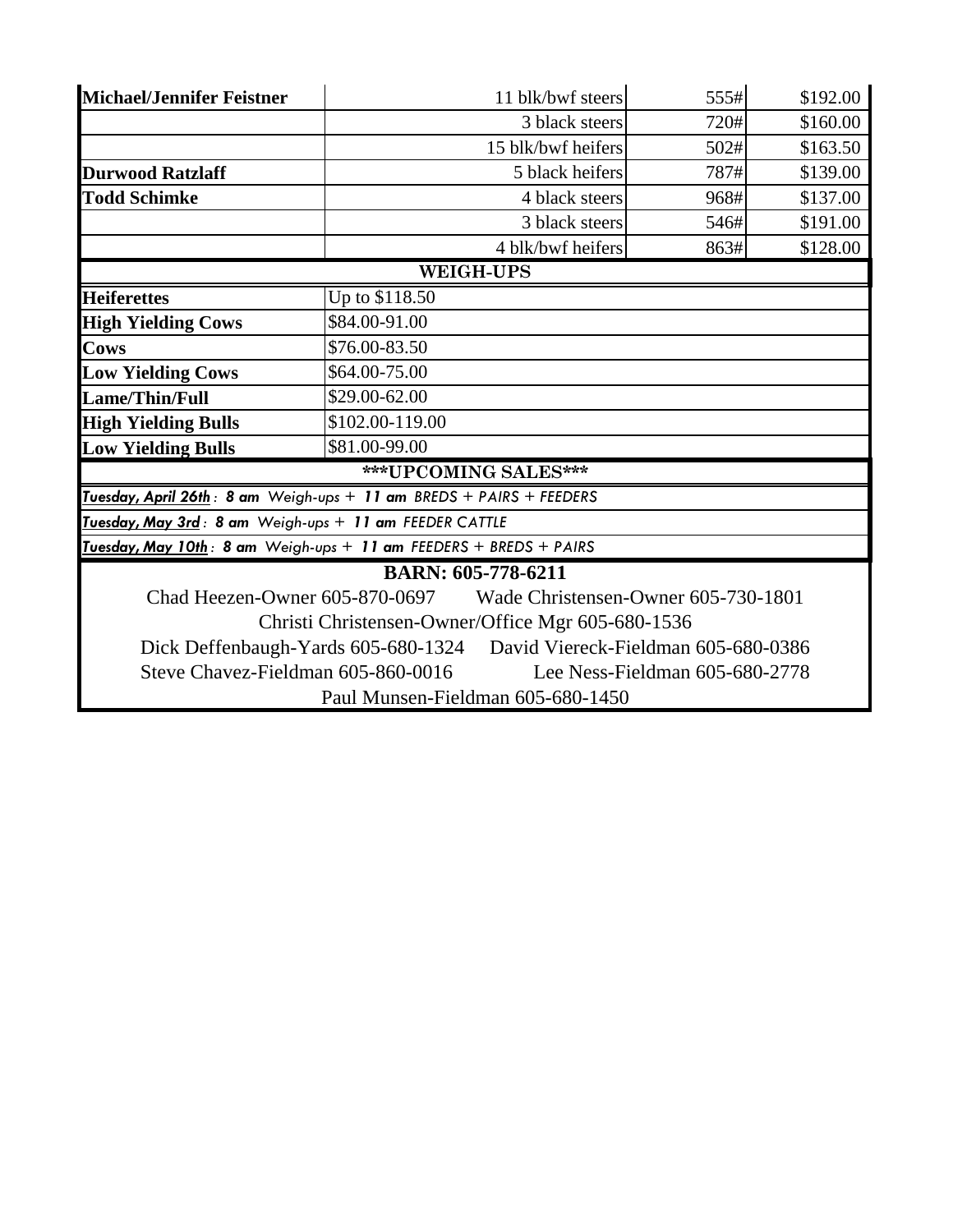| | | | |
|---|---|---|---|
| **Michael/Jennifer Feistner** | 11 blk/bwf steers | 555# | $192.00 |
| | 3 black steers | 720# | $160.00 |
| | 15 blk/bwf heifers | 502# | $163.50 |
| **Durwood Ratzlaff** | 5 black heifers | 787# | $139.00 |
| **Todd Schimke** | 4 black steers | 968# | $137.00 |
| | 3 black steers | 546# | $191.00 |
| | 4 blk/bwf heifers | 863# | $128.00 |

**WEIGH-UPS**

| | |
|---|---|
| **Heiferettes** | Up to $118.50 |
| **High Yielding Cows** | $84.00-91.00 |
| **Cows** | $76.00-83.50 |
| **Low Yielding Cows** | $64.00-75.00 |
| **Lame/Thin/Full** | $29.00-62.00 |
| **High Yielding Bulls** | $102.00-119.00 |
| **Low Yielding Bulls** | $81.00-99.00 |

**\*\*\*UPCOMING SALES\*\*\***

***Tuesday, April 26th*** *: **8 am** Weigh-ups + **11 am** BREDS + PAIRS + FEEDERS*

***Tuesday, May 3rd*** *: **8 am** Weigh-ups + **11 am** FEEDER CATTLE*

***Tuesday, May 10th*** *: **8 am** Weigh-ups + **11 am** FEEDERS + BREDS + PAIRS*

**BARN: 605-778-6211**

Chad Heezen-Owner 605-870-0697 Wade Christensen-Owner 605-730-1801

Christi Christensen-Owner/Office Mgr 605-680-1536

Dick Deffenbaugh-Yards 605-680-1324 David Viereck-Fieldman 605-680-0386

Steve Chavez-Fieldman 605-860-0016 Lee Ness-Fieldman 605-680-2778

Paul Munsen-Fieldman 605-680-1450